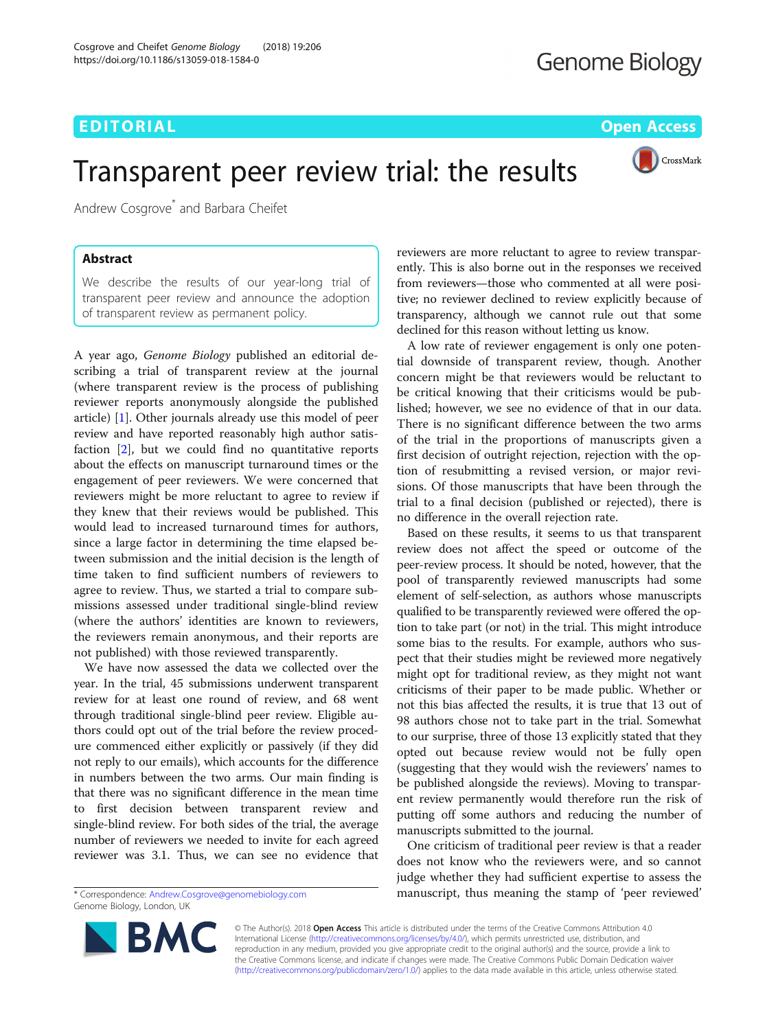EDITORIAL

Open Access

# Transparent peer review trial: the results

Andrew Cosgrove* and Barbara Cheifet

## Abstract

We describe the results of our year-long trial of transparent peer review and announce the adoption of transparent review as permanent policy.

A year ago, *Genome Biology* published an editorial describing a trial of transparent review at the journal (where transparent review is the process of publishing reviewer reports anonymously alongside the published article) [1]. Other journals already use this model of peer review and have reported reasonably high author satisfaction [2], but we could find no quantitative reports about the effects on manuscript turnaround times or the engagement of peer reviewers. We were concerned that reviewers might be more reluctant to agree to review if they knew that their reviews would be published. This would lead to increased turnaround times for authors, since a large factor in determining the time elapsed between submission and the initial decision is the length of time taken to find sufficient numbers of reviewers to agree to review. Thus, we started a trial to compare submissions assessed under traditional single-blind review (where the authors' identities are known to reviewers, the reviewers remain anonymous, and their reports are not published) with those reviewed transparently.

We have now assessed the data we collected over the year. In the trial, 45 submissions underwent transparent review for at least one round of review, and 68 went through traditional single-blind peer review. Eligible authors could opt out of the trial before the review procedure commenced either explicitly or passively (if they did not reply to our emails), which accounts for the difference in numbers between the two arms. Our main finding is that there was no significant difference in the mean time to first decision between transparent review and single-blind review. For both sides of the trial, the average number of reviewers we needed to invite for each agreed reviewer was 3.1. Thus, we can see no evidence that reviewers are more reluctant to agree to review transparently. This is also borne out in the responses we received from reviewers—those who commented at all were positive; no reviewer declined to review explicitly because of transparency, although we cannot rule out that some declined for this reason without letting us know.

A low rate of reviewer engagement is only one potential downside of transparent review, though. Another concern might be that reviewers would be reluctant to be critical knowing that their criticisms would be published; however, we see no evidence of that in our data. There is no significant difference between the two arms of the trial in the proportions of manuscripts given a first decision of outright rejection, rejection with the option of resubmitting a revised version, or major revisions. Of those manuscripts that have been through the trial to a final decision (published or rejected), there is no difference in the overall rejection rate.

Based on these results, it seems to us that transparent review does not affect the speed or outcome of the peer-review process. It should be noted, however, that the pool of transparently reviewed manuscripts had some element of self-selection, as authors whose manuscripts qualified to be transparently reviewed were offered the option to take part (or not) in the trial. This might introduce some bias to the results. For example, authors who suspect that their studies might be reviewed more negatively might opt for traditional review, as they might not want criticisms of their paper to be made public. Whether or not this bias affected the results, it is true that 13 out of 98 authors chose not to take part in the trial. Somewhat to our surprise, three of those 13 explicitly stated that they opted out because review would not be fully open (suggesting that they would wish the reviewers' names to be published alongside the reviews). Moving to transparent review permanently would therefore run the risk of putting off some authors and reducing the number of manuscripts submitted to the journal.

One criticism of traditional peer review is that a reader does not know who the reviewers were, and so cannot judge whether they had sufficient expertise to assess the manuscript, thus meaning the stamp of 'peer reviewed'

\* Correspondence: Andrew.Cosgrove@genomebiology.com
Genome Biology, London, UK

© The Author(s). 2018 **Open Access** This article is distributed under the terms of the Creative Commons Attribution 4.0 International License (http://creativecommons.org/licenses/by/4.0/), which permits unrestricted use, distribution, and reproduction in any medium, provided you give appropriate credit to the original author(s) and the source, provide a link to the Creative Commons license, and indicate if changes were made. The Creative Commons Public Domain Dedication waiver (http://creativecommons.org/publicdomain/zero/1.0/) applies to the data made available in this article, unless otherwise stated.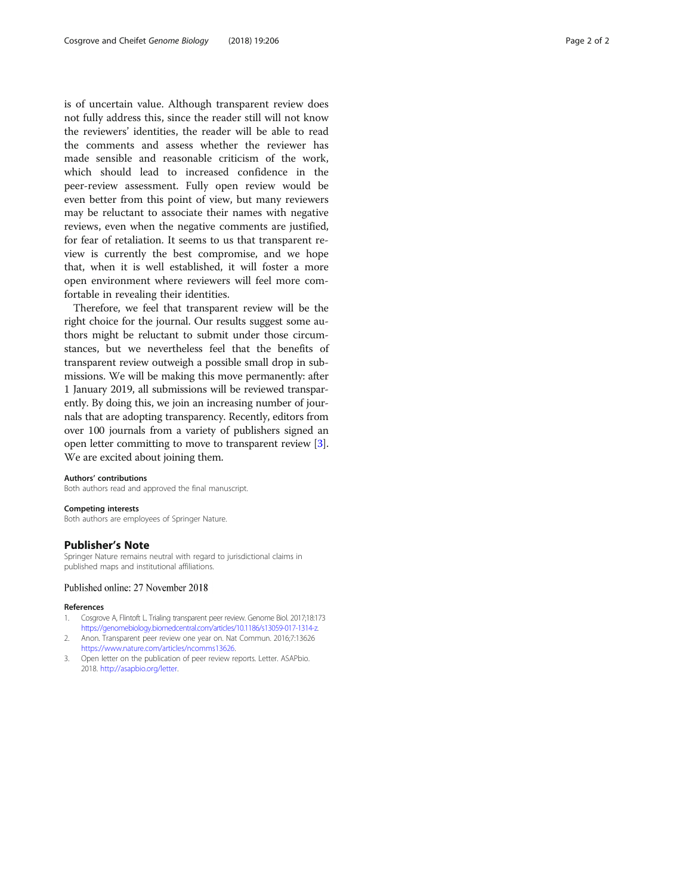is of uncertain value. Although transparent review does not fully address this, since the reader still will not know the reviewers' identities, the reader will be able to read the comments and assess whether the reviewer has made sensible and reasonable criticism of the work, which should lead to increased confidence in the peer-review assessment. Fully open review would be even better from this point of view, but many reviewers may be reluctant to associate their names with negative reviews, even when the negative comments are justified, for fear of retaliation. It seems to us that transparent review is currently the best compromise, and we hope that, when it is well established, it will foster a more open environment where reviewers will feel more comfortable in revealing their identities.

Therefore, we feel that transparent review will be the right choice for the journal. Our results suggest some authors might be reluctant to submit under those circumstances, but we nevertheless feel that the benefits of transparent review outweigh a possible small drop in submissions. We will be making this move permanently: after 1 January 2019, all submissions will be reviewed transparently. By doing this, we join an increasing number of journals that are adopting transparency. Recently, editors from over 100 journals from a variety of publishers signed an open letter committing to move to transparent review [3]. We are excited about joining them.

#### Authors' contributions

Both authors read and approved the final manuscript.

#### Competing interests

Both authors are employees of Springer Nature.

### Publisher's Note

Springer Nature remains neutral with regard to jurisdictional claims in published maps and institutional affiliations.

Published online: 27 November 2018

#### References

1. Cosgrove A, Flintoft L. Trialing transparent peer review. Genome Biol. 2017;18:173 https://genomebiology.biomedcentral.com/articles/10.1186/s13059-017-1314-z.
2. Anon. Transparent peer review one year on. Nat Commun. 2016;7:13626 https://www.nature.com/articles/ncomms13626.
3. Open letter on the publication of peer review reports. Letter. ASAPbio. 2018. http://asapbio.org/letter.